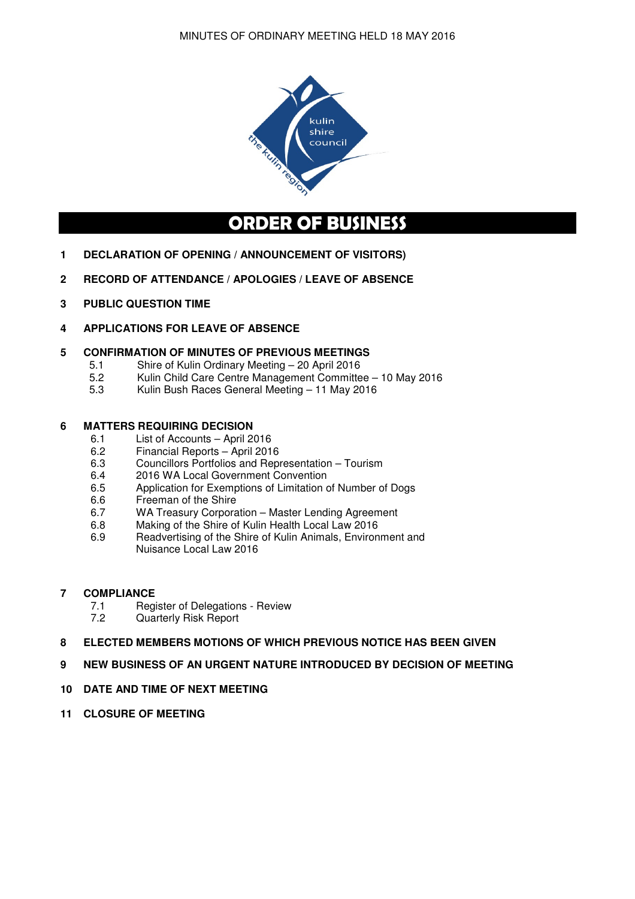MINUTES OF ORDINARY MEETING HELD 18 MAY 2016

# ORDER OF BUSINESS

**1 DECLARATION OF OPENING / ANNOUNCEMENT OF VISITORS)**

**2 RECORD OF ATTENDANCE / APOLOGIES / LEAVE OF ABSENCE**

**3 PUBLIC QUESTION TIME**

**4 APPLICATIONS FOR LEAVE OF ABSENCE**

**5 CONFIRMATION OF MINUTES OF PREVIOUS MEETINGS**

- 5.1 Shire of Kulin Ordinary Meeting – 20 April 2016
- 5.2 Kulin Child Care Centre Management Committee – 10 May 2016
- 5.3 Kulin Bush Races General Meeting – 11 May 2016

**6 MATTERS REQUIRING DECISION**

- 6.1 List of Accounts – April 2016
- 6.2 Financial Reports – April 2016
- 6.3 Councillors Portfolios and Representation – Tourism
- 6.4 2016 WA Local Government Convention
- 6.5 Application for Exemptions of Limitation of Number of Dogs
- 6.6 Freeman of the Shire
- 6.7 WA Treasury Corporation – Master Lending Agreement
- 6.8 Making of the Shire of Kulin Health Local Law 2016
- 6.9 Readvertising of the Shire of Kulin Animals, Environment and Nuisance Local Law 2016

**7 COMPLIANCE**

- 7.1 Register of Delegations - Review
- 7.2 Quarterly Risk Report

**8 ELECTED MEMBERS MOTIONS OF WHICH PREVIOUS NOTICE HAS BEEN GIVEN**

**9 NEW BUSINESS OF AN URGENT NATURE INTRODUCED BY DECISION OF MEETING**

**10 DATE AND TIME OF NEXT MEETING**

**11 CLOSURE OF MEETING**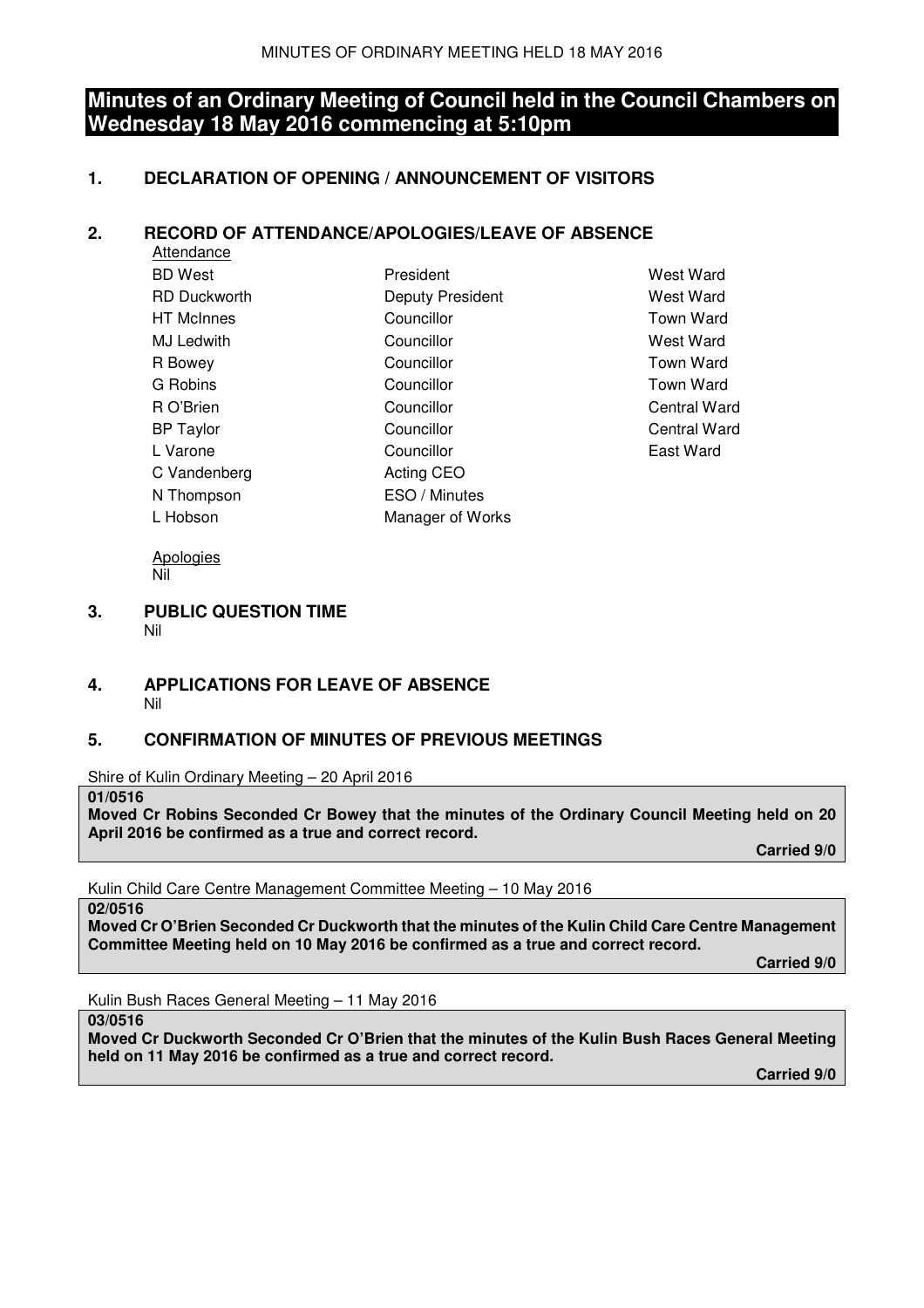# Minutes of an Ordinary Meeting of Council held in the Council Chambers on Wednesday 18 May 2016 commencing at 5:10pm

## 1. DECLARATION OF OPENING / ANNOUNCEMENT OF VISITORS

## 2. RECORD OF ATTENDANCE/APOLOGIES/LEAVE OF ABSENCE

Attendance

| | | |
|---|---|---|
| BD West | President | West Ward |
| RD Duckworth | Deputy President | West Ward |
| HT McInnes | Councillor | Town Ward |
| MJ Ledwith | Councillor | West Ward |
| R Bowey | Councillor | Town Ward |
| G Robins | Councillor | Town Ward |
| R O'Brien | Councillor | Central Ward |
| BP Taylor | Councillor | Central Ward |
| L Varone | Councillor | East Ward |
| C Vandenberg | Acting CEO | |
| N Thompson | ESO / Minutes | |
| L Hobson | Manager of Works | |

Apologies
Nil

## 3. PUBLIC QUESTION TIME
Nil

## 4. APPLICATIONS FOR LEAVE OF ABSENCE
Nil

## 5. CONFIRMATION OF MINUTES OF PREVIOUS MEETINGS

Shire of Kulin Ordinary Meeting – 20 April 2016

**01/0516**
**Moved Cr Robins Seconded Cr Bowey that the minutes of the Ordinary Council Meeting held on 20 April 2016 be confirmed as a true and correct record.**

**Carried 9/0**

Kulin Child Care Centre Management Committee Meeting – 10 May 2016

**02/0516**
**Moved Cr O'Brien Seconded Cr Duckworth that the minutes of the Kulin Child Care Centre Management Committee Meeting held on 10 May 2016 be confirmed as a true and correct record.**

**Carried 9/0**

Kulin Bush Races General Meeting – 11 May 2016

**03/0516**
**Moved Cr Duckworth Seconded Cr O'Brien that the minutes of the Kulin Bush Races General Meeting held on 11 May 2016 be confirmed as a true and correct record.**

**Carried 9/0**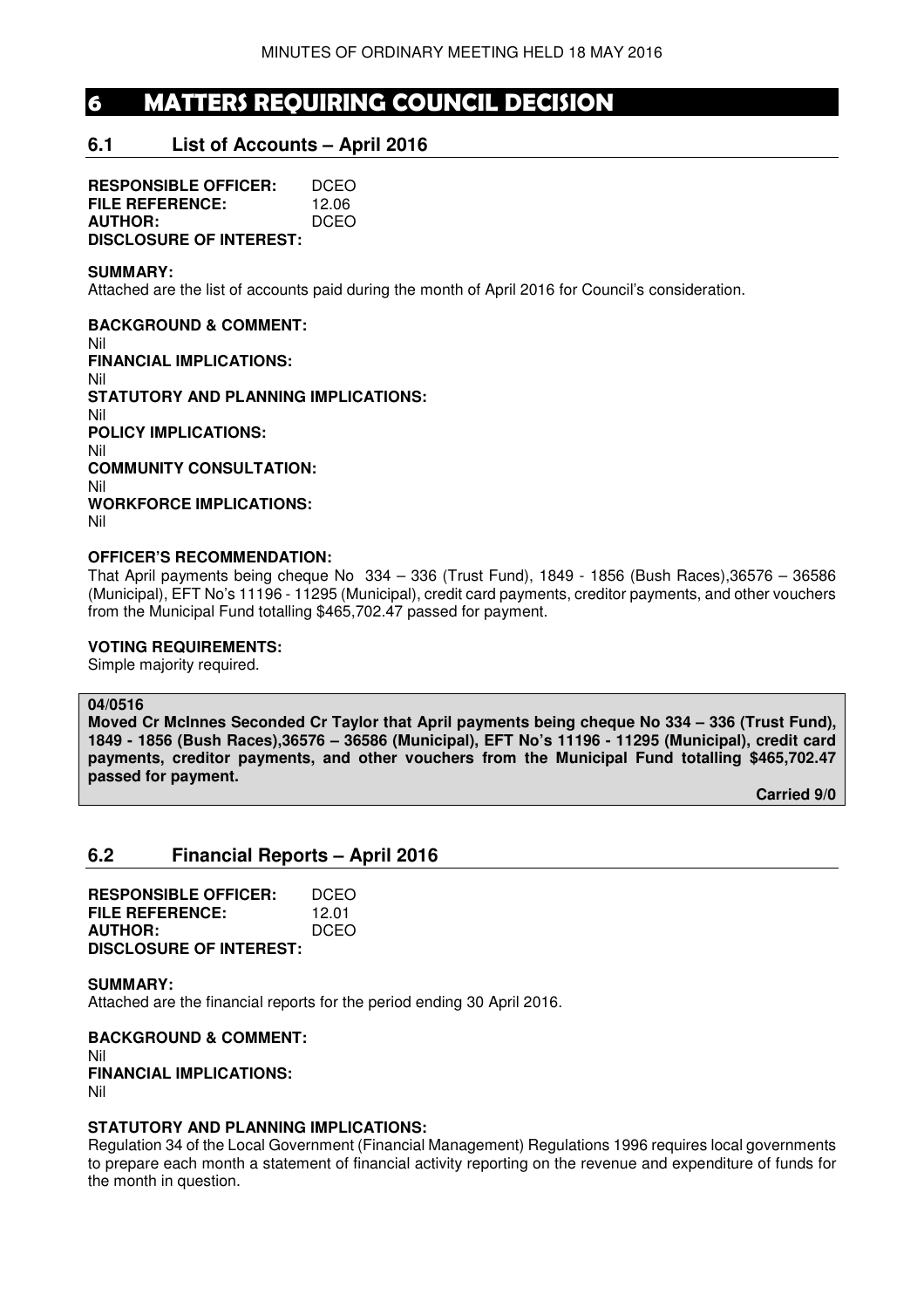# 6 MATTERS REQUIRING COUNCIL DECISION

## 6.1 List of Accounts – April 2016

**RESPONSIBLE OFFICER:** DCEO
**FILE REFERENCE:** 12.06
**AUTHOR:** DCEO
**DISCLOSURE OF INTEREST:**

**SUMMARY:**
Attached are the list of accounts paid during the month of April 2016 for Council's consideration.

**BACKGROUND & COMMENT:**
Nil
**FINANCIAL IMPLICATIONS:**
Nil
**STATUTORY AND PLANNING IMPLICATIONS:**
Nil
**POLICY IMPLICATIONS:**
Nil
**COMMUNITY CONSULTATION:**
Nil
**WORKFORCE IMPLICATIONS:**
Nil

**OFFICER'S RECOMMENDATION:**
That April payments being cheque No 334 – 336 (Trust Fund), 1849 - 1856 (Bush Races),36576 – 36586 (Municipal), EFT No's 11196 - 11295 (Municipal), credit card payments, creditor payments, and other vouchers from the Municipal Fund totalling $465,702.47 passed for payment.

**VOTING REQUIREMENTS:**
Simple majority required.

**04/0516**
**Moved Cr McInnes Seconded Cr Taylor that April payments being cheque No 334 – 336 (Trust Fund), 1849 - 1856 (Bush Races),36576 – 36586 (Municipal), EFT No's 11196 - 11295 (Municipal), credit card payments, creditor payments, and other vouchers from the Municipal Fund totalling $465,702.47 passed for payment.**

**Carried 9/0**

## 6.2 Financial Reports – April 2016

**RESPONSIBLE OFFICER:** DCEO
**FILE REFERENCE:** 12.01
**AUTHOR:** DCEO
**DISCLOSURE OF INTEREST:**

**SUMMARY:**
Attached are the financial reports for the period ending 30 April 2016.

**BACKGROUND & COMMENT:**
Nil
**FINANCIAL IMPLICATIONS:**
Nil

**STATUTORY AND PLANNING IMPLICATIONS:**
Regulation 34 of the Local Government (Financial Management) Regulations 1996 requires local governments to prepare each month a statement of financial activity reporting on the revenue and expenditure of funds for the month in question.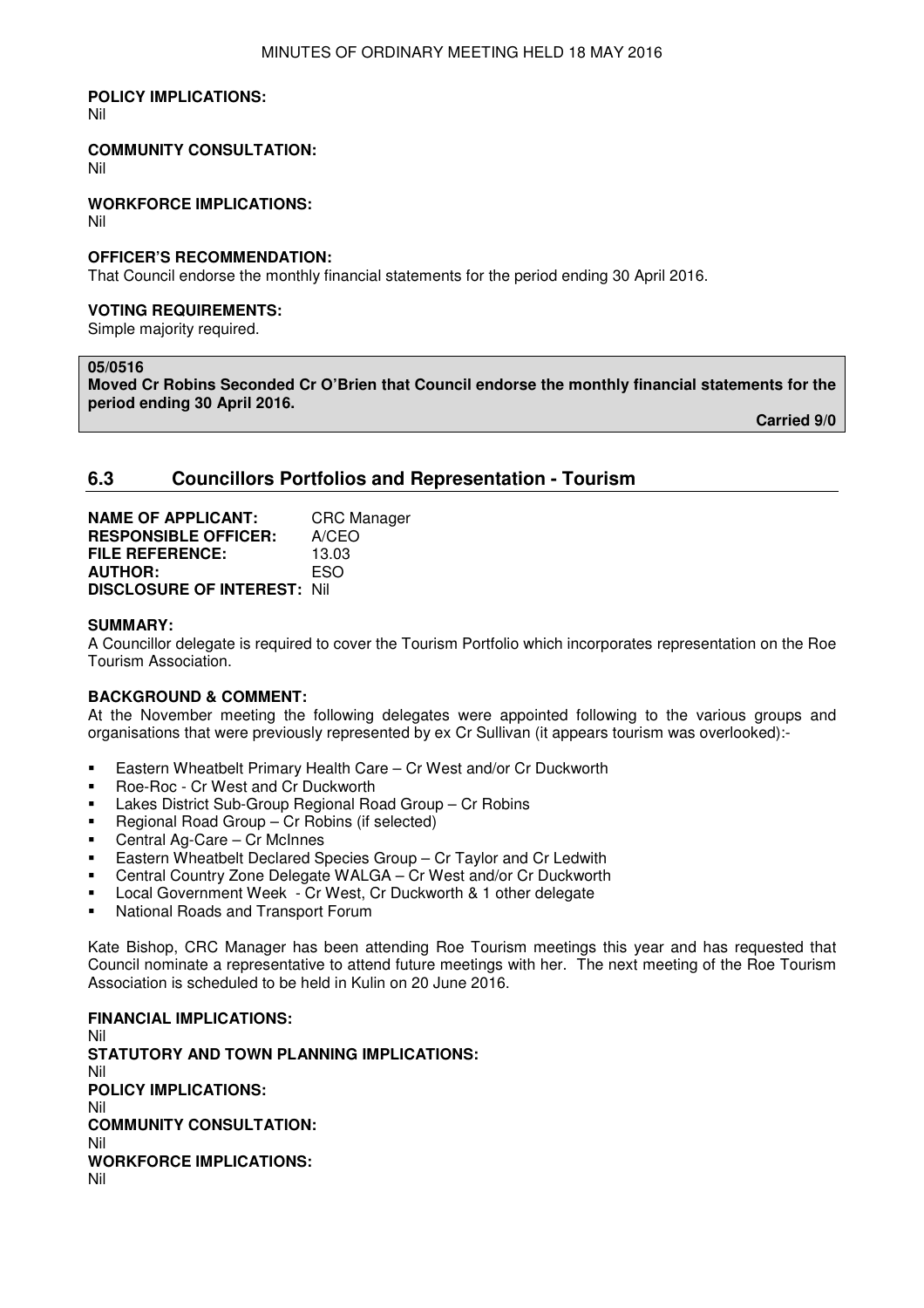**POLICY IMPLICATIONS:**
Nil

**COMMUNITY CONSULTATION:**
Nil

**WORKFORCE IMPLICATIONS:**
Nil

**OFFICER'S RECOMMENDATION:**
That Council endorse the monthly financial statements for the period ending 30 April 2016.

**VOTING REQUIREMENTS:**
Simple majority required.

**05/0516**
**Moved Cr Robins Seconded Cr O'Brien that Council endorse the monthly financial statements for the period ending 30 April 2016.**

**Carried 9/0**

## 6.3 Councillors Portfolios and Representation - Tourism

**NAME OF APPLICANT:** CRC Manager
**RESPONSIBLE OFFICER:** A/CEO
**FILE REFERENCE:** 13.03
**AUTHOR:** ESO
**DISCLOSURE OF INTEREST:** Nil

**SUMMARY:**
A Councillor delegate is required to cover the Tourism Portfolio which incorporates representation on the Roe Tourism Association.

**BACKGROUND & COMMENT:**
At the November meeting the following delegates were appointed following to the various groups and organisations that were previously represented by ex Cr Sullivan (it appears tourism was overlooked):-

- Eastern Wheatbelt Primary Health Care – Cr West and/or Cr Duckworth
- Roe-Roc - Cr West and Cr Duckworth
- Lakes District Sub-Group Regional Road Group – Cr Robins
- Regional Road Group – Cr Robins (if selected)
- Central Ag-Care – Cr McInnes
- Eastern Wheatbelt Declared Species Group – Cr Taylor and Cr Ledwith
- Central Country Zone Delegate WALGA – Cr West and/or Cr Duckworth
- Local Government Week - Cr West, Cr Duckworth & 1 other delegate
- National Roads and Transport Forum

Kate Bishop, CRC Manager has been attending Roe Tourism meetings this year and has requested that Council nominate a representative to attend future meetings with her. The next meeting of the Roe Tourism Association is scheduled to be held in Kulin on 20 June 2016.

**FINANCIAL IMPLICATIONS:**
Nil
**STATUTORY AND TOWN PLANNING IMPLICATIONS:**
Nil
**POLICY IMPLICATIONS:**
Nil
**COMMUNITY CONSULTATION:**
Nil
**WORKFORCE IMPLICATIONS:**
Nil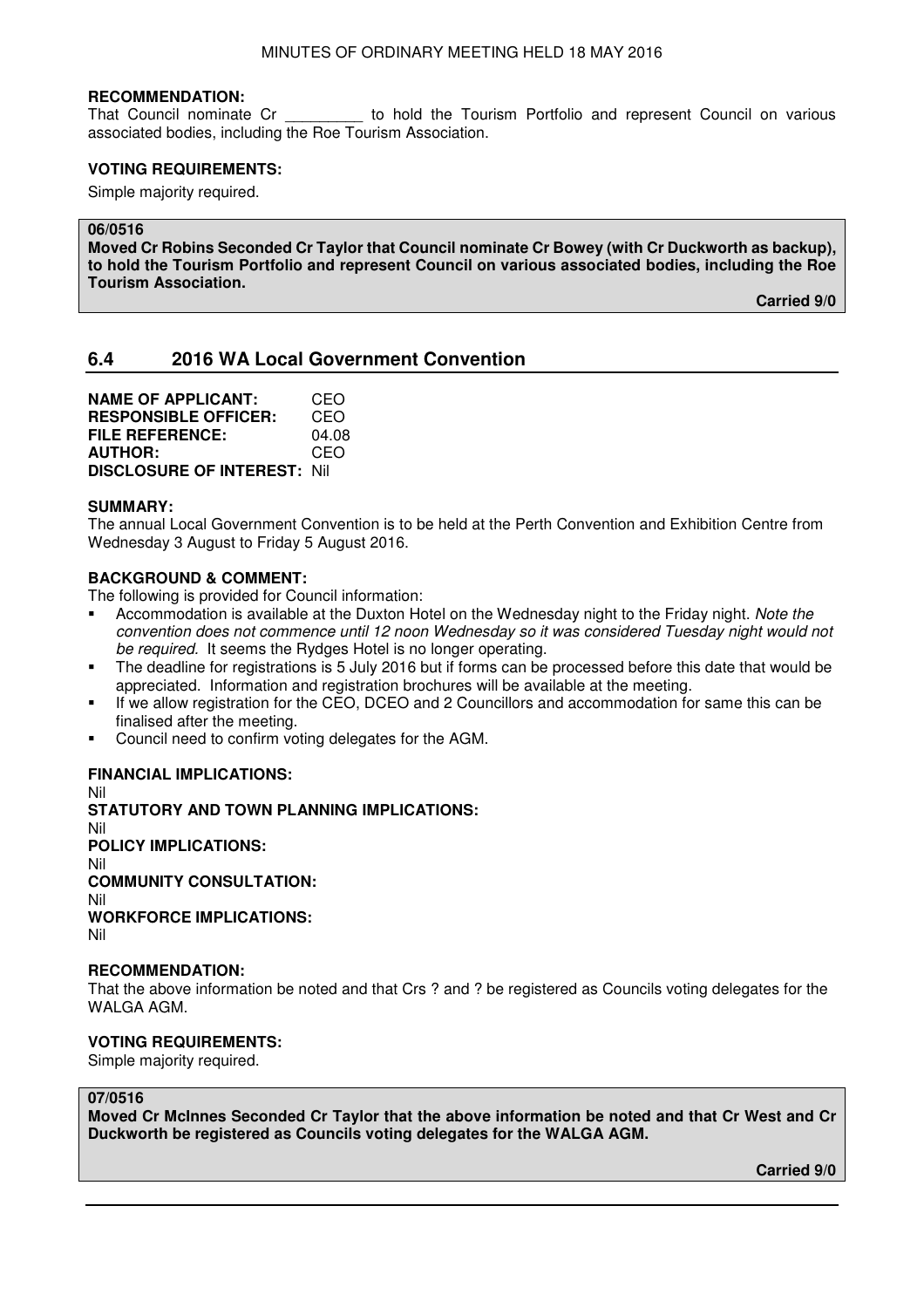**RECOMMENDATION:**
That Council nominate Cr _________ to hold the Tourism Portfolio and represent Council on various associated bodies, including the Roe Tourism Association.

**VOTING REQUIREMENTS:**

Simple majority required.

**06/0516**
**Moved Cr Robins Seconded Cr Taylor that Council nominate Cr Bowey (with Cr Duckworth as backup), to hold the Tourism Portfolio and represent Council on various associated bodies, including the Roe Tourism Association.**

**Carried 9/0**

## 6.4 2016 WA Local Government Convention

**NAME OF APPLICANT:** CEO
**RESPONSIBLE OFFICER:** CEO
**FILE REFERENCE:** 04.08
**AUTHOR:** CEO
**DISCLOSURE OF INTEREST:** Nil

**SUMMARY:**
The annual Local Government Convention is to be held at the Perth Convention and Exhibition Centre from Wednesday 3 August to Friday 5 August 2016.

**BACKGROUND & COMMENT:**
The following is provided for Council information:

- Accommodation is available at the Duxton Hotel on the Wednesday night to the Friday night. *Note the convention does not commence until 12 noon Wednesday so it was considered Tuesday night would not be required.* It seems the Rydges Hotel is no longer operating.
- The deadline for registrations is 5 July 2016 but if forms can be processed before this date that would be appreciated. Information and registration brochures will be available at the meeting.
- If we allow registration for the CEO, DCEO and 2 Councillors and accommodation for same this can be finalised after the meeting.
- Council need to confirm voting delegates for the AGM.

**FINANCIAL IMPLICATIONS:**
Nil
**STATUTORY AND TOWN PLANNING IMPLICATIONS:**
Nil
**POLICY IMPLICATIONS:**
Nil
**COMMUNITY CONSULTATION:**
Nil
**WORKFORCE IMPLICATIONS:**
Nil

**RECOMMENDATION:**
That the above information be noted and that Crs ? and ? be registered as Councils voting delegates for the WALGA AGM.

**VOTING REQUIREMENTS:**
Simple majority required.

**07/0516**
**Moved Cr McInnes Seconded Cr Taylor that the above information be noted and that Cr West and Cr Duckworth be registered as Councils voting delegates for the WALGA AGM.**

**Carried 9/0**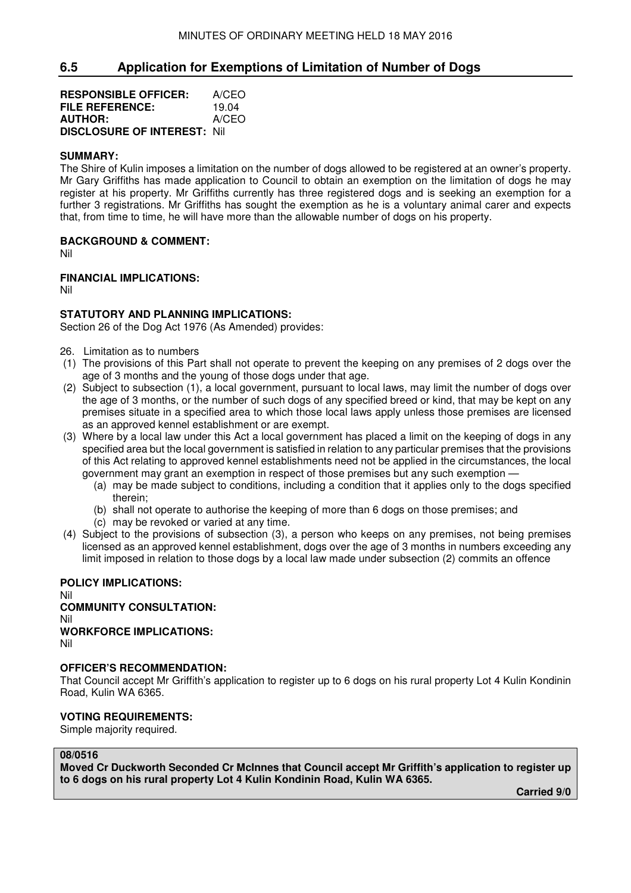## 6.5 Application for Exemptions of Limitation of Number of Dogs

**RESPONSIBLE OFFICER:** A/CEO
**FILE REFERENCE:** 19.04
**AUTHOR:** A/CEO
**DISCLOSURE OF INTEREST:** Nil

**SUMMARY:**
The Shire of Kulin imposes a limitation on the number of dogs allowed to be registered at an owner's property. Mr Gary Griffiths has made application to Council to obtain an exemption on the limitation of dogs he may register at his property. Mr Griffiths currently has three registered dogs and is seeking an exemption for a further 3 registrations. Mr Griffiths has sought the exemption as he is a voluntary animal carer and expects that, from time to time, he will have more than the allowable number of dogs on his property.

**BACKGROUND & COMMENT:**
Nil

**FINANCIAL IMPLICATIONS:**
Nil

**STATUTORY AND PLANNING IMPLICATIONS:**
Section 26 of the Dog Act 1976 (As Amended) provides:

26. Limitation as to numbers

(1) The provisions of this Part shall not operate to prevent the keeping on any premises of 2 dogs over the age of 3 months and the young of those dogs under that age.

(2) Subject to subsection (1), a local government, pursuant to local laws, may limit the number of dogs over the age of 3 months, or the number of such dogs of any specified breed or kind, that may be kept on any premises situate in a specified area to which those local laws apply unless those premises are licensed as an approved kennel establishment or are exempt.

(3) Where by a local law under this Act a local government has placed a limit on the keeping of dogs in any specified area but the local government is satisfied in relation to any particular premises that the provisions of this Act relating to approved kennel establishments need not be applied in the circumstances, the local government may grant an exemption in respect of those premises but any such exemption —
  (a) may be made subject to conditions, including a condition that it applies only to the dogs specified therein;
  (b) shall not operate to authorise the keeping of more than 6 dogs on those premises; and
  (c) may be revoked or varied at any time.

(4) Subject to the provisions of subsection (3), a person who keeps on any premises, not being premises licensed as an approved kennel establishment, dogs over the age of 3 months in numbers exceeding any limit imposed in relation to those dogs by a local law made under subsection (2) commits an offence

**POLICY IMPLICATIONS:**
Nil

**COMMUNITY CONSULTATION:**
Nil

**WORKFORCE IMPLICATIONS:**
Nil

**OFFICER'S RECOMMENDATION:**
That Council accept Mr Griffith's application to register up to 6 dogs on his rural property Lot 4 Kulin Kondinin Road, Kulin WA 6365.

**VOTING REQUIREMENTS:**
Simple majority required.

**08/0516**
**Moved Cr Duckworth Seconded Cr McInnes that Council accept Mr Griffith's application to register up to 6 dogs on his rural property Lot 4 Kulin Kondinin Road, Kulin WA 6365.**

**Carried 9/0**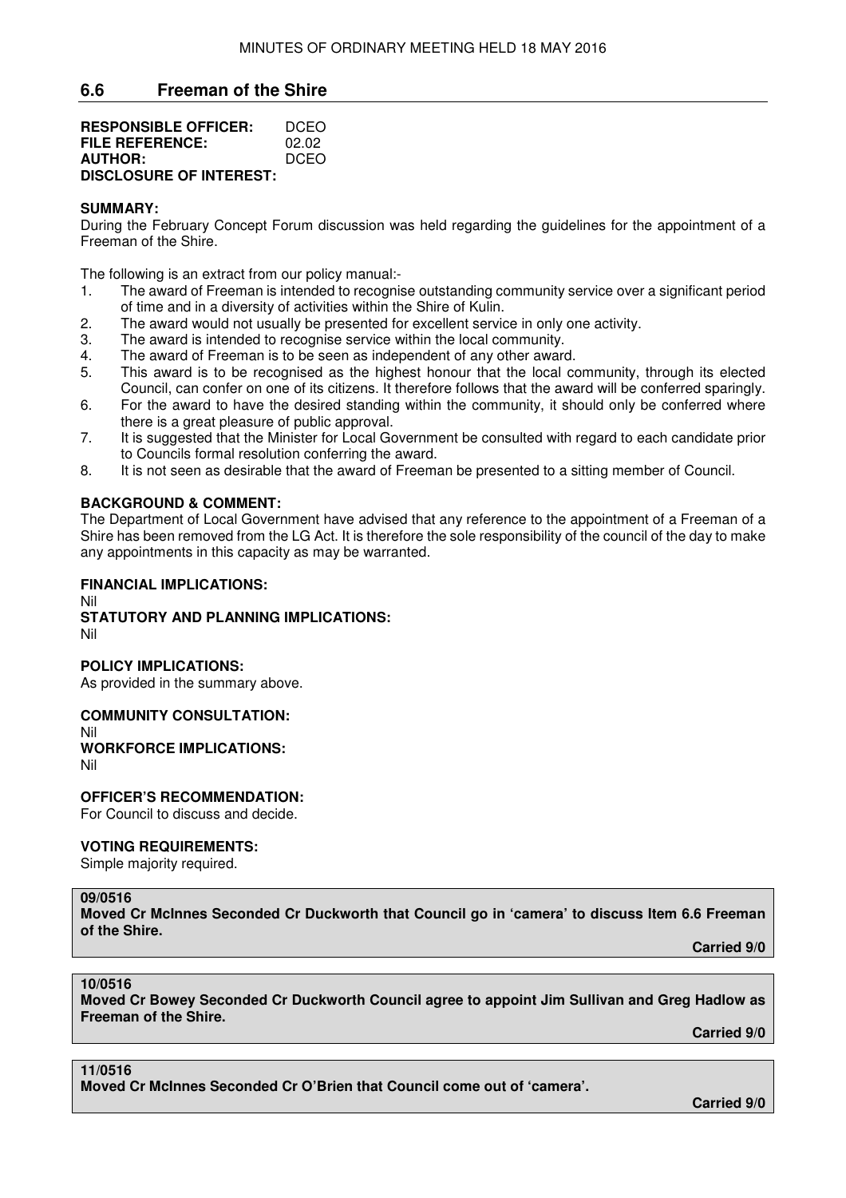## 6.6 Freeman of the Shire

**RESPONSIBLE OFFICER:** DCEO
**FILE REFERENCE:** 02.02
**AUTHOR:** DCEO
**DISCLOSURE OF INTEREST:**

**SUMMARY:**
During the February Concept Forum discussion was held regarding the guidelines for the appointment of a Freeman of the Shire.

The following is an extract from our policy manual:-

1. The award of Freeman is intended to recognise outstanding community service over a significant period of time and in a diversity of activities within the Shire of Kulin.
2. The award would not usually be presented for excellent service in only one activity.
3. The award is intended to recognise service within the local community.
4. The award of Freeman is to be seen as independent of any other award.
5. This award is to be recognised as the highest honour that the local community, through its elected Council, can confer on one of its citizens. It therefore follows that the award will be conferred sparingly.
6. For the award to have the desired standing within the community, it should only be conferred where there is a great pleasure of public approval.
7. It is suggested that the Minister for Local Government be consulted with regard to each candidate prior to Councils formal resolution conferring the award.
8. It is not seen as desirable that the award of Freeman be presented to a sitting member of Council.

**BACKGROUND & COMMENT:**
The Department of Local Government have advised that any reference to the appointment of a Freeman of a Shire has been removed from the LG Act. It is therefore the sole responsibility of the council of the day to make any appointments in this capacity as may be warranted.

**FINANCIAL IMPLICATIONS:**
Nil

**STATUTORY AND PLANNING IMPLICATIONS:**
Nil

**POLICY IMPLICATIONS:**
As provided in the summary above.

**COMMUNITY CONSULTATION:**
Nil

**WORKFORCE IMPLICATIONS:**
Nil

**OFFICER'S RECOMMENDATION:**
For Council to discuss and decide.

**VOTING REQUIREMENTS:**
Simple majority required.

**09/0516**
**Moved Cr McInnes Seconded Cr Duckworth that Council go in 'camera' to discuss Item 6.6 Freeman of the Shire.**

**Carried 9/0**

**10/0516**
**Moved Cr Bowey Seconded Cr Duckworth Council agree to appoint Jim Sullivan and Greg Hadlow as Freeman of the Shire.**

**Carried 9/0**

**11/0516**
**Moved Cr McInnes Seconded Cr O'Brien that Council come out of 'camera'.**

**Carried 9/0**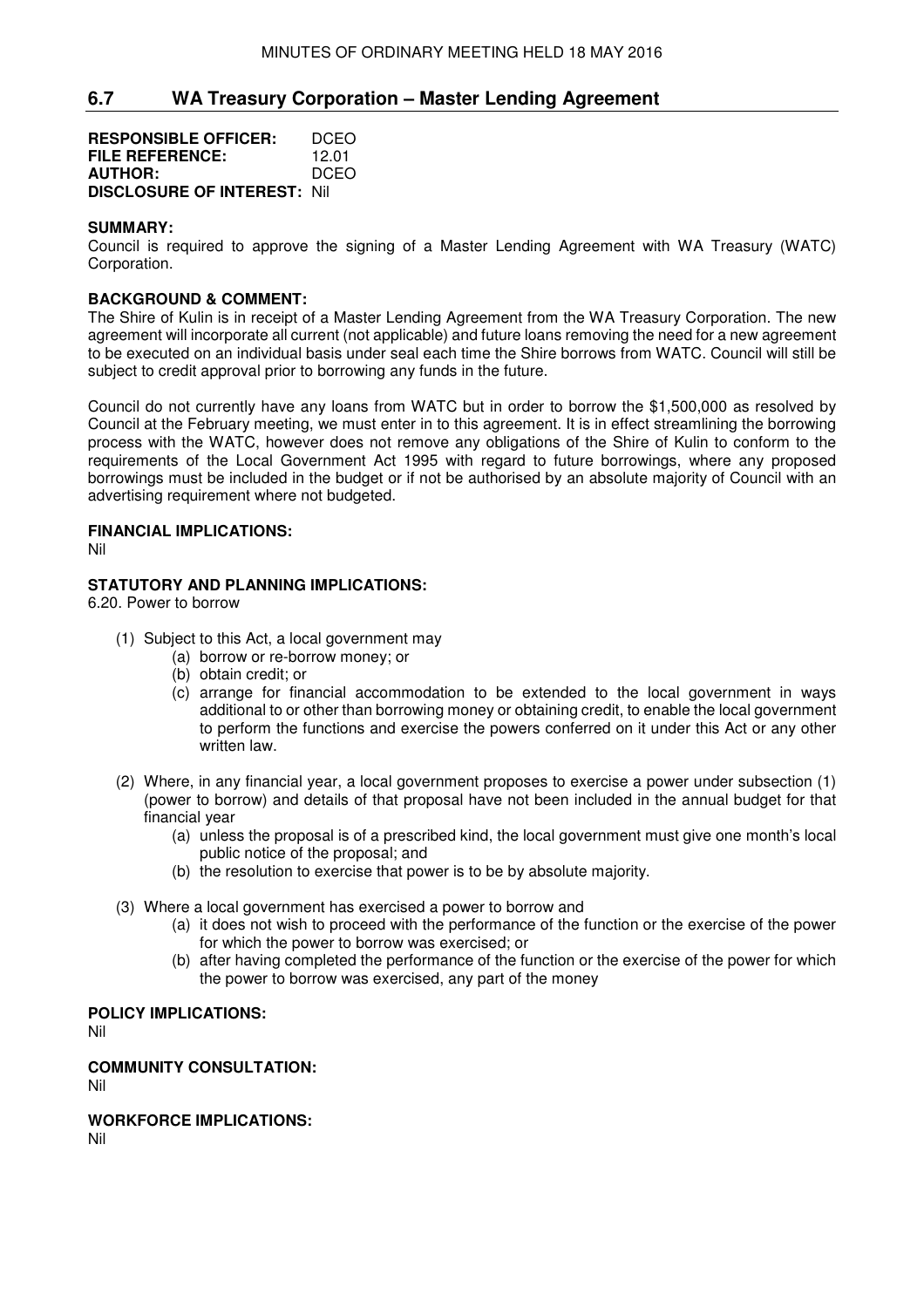## 6.7 WA Treasury Corporation – Master Lending Agreement

**RESPONSIBLE OFFICER:** DCEO
**FILE REFERENCE:** 12.01
**AUTHOR:** DCEO
**DISCLOSURE OF INTEREST:** Nil

**SUMMARY:**
Council is required to approve the signing of a Master Lending Agreement with WA Treasury (WATC) Corporation.

**BACKGROUND & COMMENT:**
The Shire of Kulin is in receipt of a Master Lending Agreement from the WA Treasury Corporation. The new agreement will incorporate all current (not applicable) and future loans removing the need for a new agreement to be executed on an individual basis under seal each time the Shire borrows from WATC. Council will still be subject to credit approval prior to borrowing any funds in the future.

Council do not currently have any loans from WATC but in order to borrow the $1,500,000 as resolved by Council at the February meeting, we must enter in to this agreement. It is in effect streamlining the borrowing process with the WATC, however does not remove any obligations of the Shire of Kulin to conform to the requirements of the Local Government Act 1995 with regard to future borrowings, where any proposed borrowings must be included in the budget or if not be authorised by an absolute majority of Council with an advertising requirement where not budgeted.

**FINANCIAL IMPLICATIONS:**
Nil

**STATUTORY AND PLANNING IMPLICATIONS:**
6.20. Power to borrow

(1) Subject to this Act, a local government may
   (a) borrow or re-borrow money; or
   (b) obtain credit; or
   (c) arrange for financial accommodation to be extended to the local government in ways additional to or other than borrowing money or obtaining credit, to enable the local government to perform the functions and exercise the powers conferred on it under this Act or any other written law.

(2) Where, in any financial year, a local government proposes to exercise a power under subsection (1) (power to borrow) and details of that proposal have not been included in the annual budget for that financial year
   (a) unless the proposal is of a prescribed kind, the local government must give one month's local public notice of the proposal; and
   (b) the resolution to exercise that power is to be by absolute majority.

(3) Where a local government has exercised a power to borrow and
   (a) it does not wish to proceed with the performance of the function or the exercise of the power for which the power to borrow was exercised; or
   (b) after having completed the performance of the function or the exercise of the power for which the power to borrow was exercised, any part of the money

**POLICY IMPLICATIONS:**
Nil

**COMMUNITY CONSULTATION:**
Nil

**WORKFORCE IMPLICATIONS:**
Nil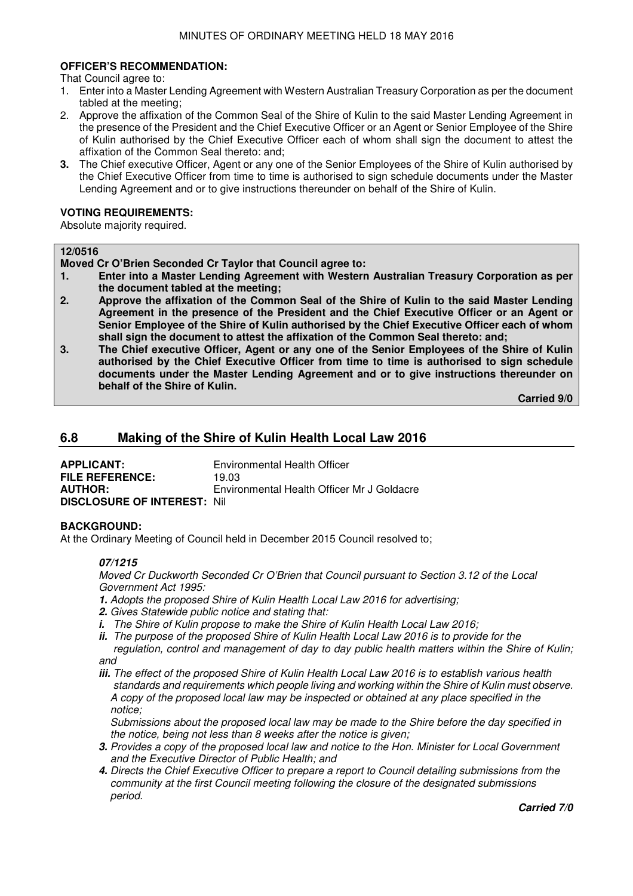**OFFICER'S RECOMMENDATION:**

That Council agree to:

1. Enter into a Master Lending Agreement with Western Australian Treasury Corporation as per the document tabled at the meeting;
2. Approve the affixation of the Common Seal of the Shire of Kulin to the said Master Lending Agreement in the presence of the President and the Chief Executive Officer or an Agent or Senior Employee of the Shire of Kulin authorised by the Chief Executive Officer each of whom shall sign the document to attest the affixation of the Common Seal thereto: and;
3. The Chief executive Officer, Agent or any one of the Senior Employees of the Shire of Kulin authorised by the Chief Executive Officer from time to time is authorised to sign schedule documents under the Master Lending Agreement and or to give instructions thereunder on behalf of the Shire of Kulin.

**VOTING REQUIREMENTS:**

Absolute majority required.

**12/0516**

**Moved Cr O'Brien Seconded Cr Taylor that Council agree to:**

1. **Enter into a Master Lending Agreement with Western Australian Treasury Corporation as per the document tabled at the meeting;**
2. **Approve the affixation of the Common Seal of the Shire of Kulin to the said Master Lending Agreement in the presence of the President and the Chief Executive Officer or an Agent or Senior Employee of the Shire of Kulin authorised by the Chief Executive Officer each of whom shall sign the document to attest the affixation of the Common Seal thereto: and;**
3. **The Chief executive Officer, Agent or any one of the Senior Employees of the Shire of Kulin authorised by the Chief Executive Officer from time to time is authorised to sign schedule documents under the Master Lending Agreement and or to give instructions thereunder on behalf of the Shire of Kulin.**

**Carried 9/0**

## 6.8 Making of the Shire of Kulin Health Local Law 2016

**APPLICANT:** Environmental Health Officer
**FILE REFERENCE:** 19.03
**AUTHOR:** Environmental Health Officer Mr J Goldacre
**DISCLOSURE OF INTEREST:** Nil

**BACKGROUND:**

At the Ordinary Meeting of Council held in December 2015 Council resolved to;

***07/1215***

*Moved Cr Duckworth Seconded Cr O'Brien that Council pursuant to Section 3.12 of the Local Government Act 1995:*

***1.*** *Adopts the proposed Shire of Kulin Health Local Law 2016 for advertising;*
***2.*** *Gives Statewide public notice and stating that:*
***i.*** *The Shire of Kulin propose to make the Shire of Kulin Health Local Law 2016;*
***ii.*** *The purpose of the proposed Shire of Kulin Health Local Law 2016 is to provide for the regulation, control and management of day to day public health matters within the Shire of Kulin; and*
***iii.*** *The effect of the proposed Shire of Kulin Health Local Law 2016 is to establish various health standards and requirements which people living and working within the Shire of Kulin must observe. A copy of the proposed local law may be inspected or obtained at any place specified in the notice;*
*Submissions about the proposed local law may be made to the Shire before the day specified in the notice, being not less than 8 weeks after the notice is given;*
***3.*** *Provides a copy of the proposed local law and notice to the Hon. Minister for Local Government and the Executive Director of Public Health; and*
***4.*** *Directs the Chief Executive Officer to prepare a report to Council detailing submissions from the community at the first Council meeting following the closure of the designated submissions period.*

***Carried 7/0***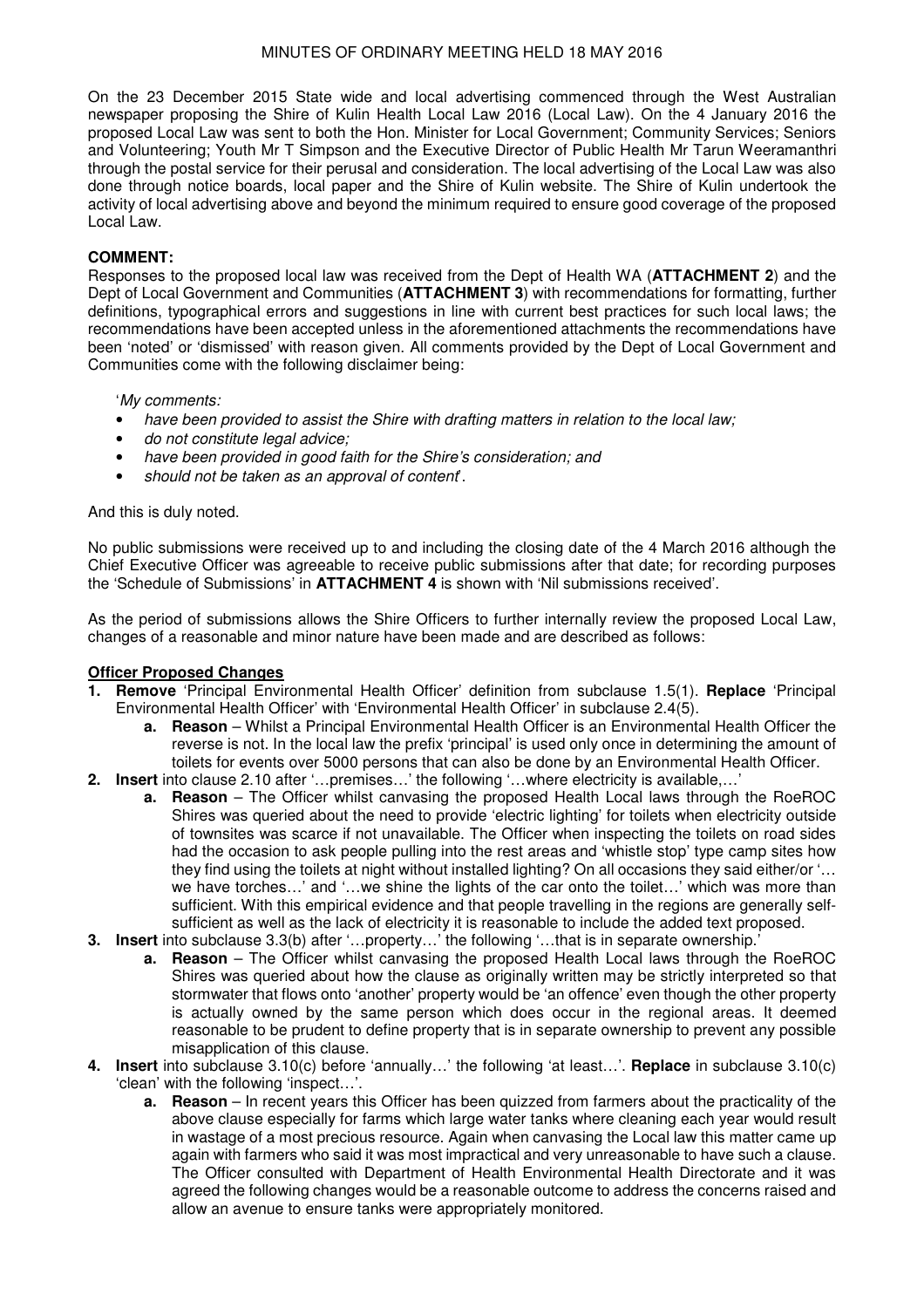On the 23 December 2015 State wide and local advertising commenced through the West Australian newspaper proposing the Shire of Kulin Health Local Law 2016 (Local Law). On the 4 January 2016 the proposed Local Law was sent to both the Hon. Minister for Local Government; Community Services; Seniors and Volunteering; Youth Mr T Simpson and the Executive Director of Public Health Mr Tarun Weeramanthri through the postal service for their perusal and consideration. The local advertising of the Local Law was also done through notice boards, local paper and the Shire of Kulin website. The Shire of Kulin undertook the activity of local advertising above and beyond the minimum required to ensure good coverage of the proposed Local Law.

**COMMENT:**

Responses to the proposed local law was received from the Dept of Health WA (**ATTACHMENT 2**) and the Dept of Local Government and Communities (**ATTACHMENT 3**) with recommendations for formatting, further definitions, typographical errors and suggestions in line with current best practices for such local laws; the recommendations have been accepted unless in the aforementioned attachments the recommendations have been 'noted' or 'dismissed' with reason given. All comments provided by the Dept of Local Government and Communities come with the following disclaimer being:

'*My comments:*

- *have been provided to assist the Shire with drafting matters in relation to the local law;*
- *do not constitute legal advice;*
- *have been provided in good faith for the Shire's consideration; and*
- *should not be taken as an approval of content*'.

And this is duly noted.

No public submissions were received up to and including the closing date of the 4 March 2016 although the Chief Executive Officer was agreeable to receive public submissions after that date; for recording purposes the 'Schedule of Submissions' in **ATTACHMENT 4** is shown with 'Nil submissions received'.

As the period of submissions allows the Shire Officers to further internally review the proposed Local Law, changes of a reasonable and minor nature have been made and are described as follows:

**<u>Officer Proposed Changes</u>**

1. **Remove** 'Principal Environmental Health Officer' definition from subclause 1.5(1). **Replace** 'Principal Environmental Health Officer' with 'Environmental Health Officer' in subclause 2.4(5).
    a. **Reason** – Whilst a Principal Environmental Health Officer is an Environmental Health Officer the reverse is not. In the local law the prefix 'principal' is used only once in determining the amount of toilets for events over 5000 persons that can also be done by an Environmental Health Officer.
2. **Insert** into clause 2.10 after '…premises…' the following '…where electricity is available,…'
    a. **Reason** – The Officer whilst canvasing the proposed Health Local laws through the RoeROC Shires was queried about the need to provide 'electric lighting' for toilets when electricity outside of townsites was scarce if not unavailable. The Officer when inspecting the toilets on road sides had the occasion to ask people pulling into the rest areas and 'whistle stop' type camp sites how they find using the toilets at night without installed lighting? On all occasions they said either/or '… we have torches…' and '…we shine the lights of the car onto the toilet…' which was more than sufficient. With this empirical evidence and that people travelling in the regions are generally self-sufficient as well as the lack of electricity it is reasonable to include the added text proposed.
3. **Insert** into subclause 3.3(b) after '…property…' the following '…that is in separate ownership.'
    a. **Reason** – The Officer whilst canvasing the proposed Health Local laws through the RoeROC Shires was queried about how the clause as originally written may be strictly interpreted so that stormwater that flows onto 'another' property would be 'an offence' even though the other property is actually owned by the same person which does occur in the regional areas. It deemed reasonable to be prudent to define property that is in separate ownership to prevent any possible misapplication of this clause.
4. **Insert** into subclause 3.10(c) before 'annually…' the following 'at least…'. **Replace** in subclause 3.10(c) 'clean' with the following 'inspect…'.
    a. **Reason** – In recent years this Officer has been quizzed from farmers about the practicality of the above clause especially for farms which large water tanks where cleaning each year would result in wastage of a most precious resource. Again when canvasing the Local law this matter came up again with farmers who said it was most impractical and very unreasonable to have such a clause. The Officer consulted with Department of Health Environmental Health Directorate and it was agreed the following changes would be a reasonable outcome to address the concerns raised and allow an avenue to ensure tanks were appropriately monitored.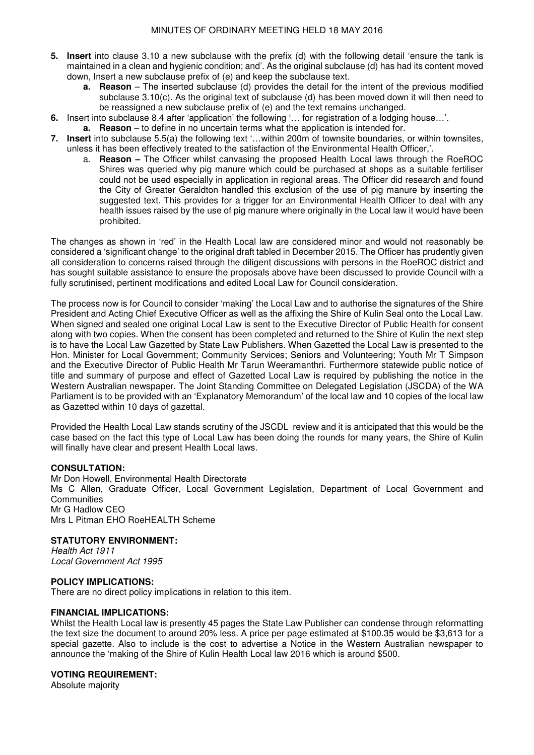5. **Insert** into clause 3.10 a new subclause with the prefix (d) with the following detail 'ensure the tank is maintained in a clean and hygienic condition; and'. As the original subclause (d) has had its content moved down, Insert a new subclause prefix of (e) and keep the subclause text.
    a. **Reason** – The inserted subclause (d) provides the detail for the intent of the previous modified subclause 3.10(c). As the original text of subclause (d) has been moved down it will then need to be reassigned a new subclause prefix of (e) and the text remains unchanged.
6. Insert into subclause 8.4 after 'application' the following '… for registration of a lodging house…'.
    a. **Reason** – to define in no uncertain terms what the application is intended for.
7. **Insert** into subclause 5.5(a) the following text '…within 200m of townsite boundaries, or within townsites, unless it has been effectively treated to the satisfaction of the Environmental Health Officer,'.
    a. **Reason –** The Officer whilst canvasing the proposed Health Local laws through the RoeROC Shires was queried why pig manure which could be purchased at shops as a suitable fertiliser could not be used especially in application in regional areas. The Officer did research and found the City of Greater Geraldton handled this exclusion of the use of pig manure by inserting the suggested text. This provides for a trigger for an Environmental Health Officer to deal with any health issues raised by the use of pig manure where originally in the Local law it would have been prohibited.

The changes as shown in 'red' in the Health Local law are considered minor and would not reasonably be considered a 'significant change' to the original draft tabled in December 2015. The Officer has prudently given all consideration to concerns raised through the diligent discussions with persons in the RoeROC district and has sought suitable assistance to ensure the proposals above have been discussed to provide Council with a fully scrutinised, pertinent modifications and edited Local Law for Council consideration.

The process now is for Council to consider 'making' the Local Law and to authorise the signatures of the Shire President and Acting Chief Executive Officer as well as the affixing the Shire of Kulin Seal onto the Local Law. When signed and sealed one original Local Law is sent to the Executive Director of Public Health for consent along with two copies. When the consent has been completed and returned to the Shire of Kulin the next step is to have the Local Law Gazetted by State Law Publishers. When Gazetted the Local Law is presented to the Hon. Minister for Local Government; Community Services; Seniors and Volunteering; Youth Mr T Simpson and the Executive Director of Public Health Mr Tarun Weeramanthri. Furthermore statewide public notice of title and summary of purpose and effect of Gazetted Local Law is required by publishing the notice in the Western Australian newspaper. The Joint Standing Committee on Delegated Legislation (JSCDA) of the WA Parliament is to be provided with an 'Explanatory Memorandum' of the local law and 10 copies of the local law as Gazetted within 10 days of gazettal.

Provided the Health Local Law stands scrutiny of the JSCDL review and it is anticipated that this would be the case based on the fact this type of Local Law has been doing the rounds for many years, the Shire of Kulin will finally have clear and present Health Local laws.

**CONSULTATION:**
Mr Don Howell, Environmental Health Directorate
Ms C Allen, Graduate Officer, Local Government Legislation, Department of Local Government and Communities
Mr G Hadlow CEO
Mrs L Pitman EHO RoeHEALTH Scheme

**STATUTORY ENVIRONMENT:**
*Health Act 1911*
*Local Government Act 1995*

**POLICY IMPLICATIONS:**
There are no direct policy implications in relation to this item.

**FINANCIAL IMPLICATIONS:**
Whilst the Health Local law is presently 45 pages the State Law Publisher can condense through reformatting the text size the document to around 20% less. A price per page estimated at $100.35 would be $3,613 for a special gazette. Also to include is the cost to advertise a Notice in the Western Australian newspaper to announce the 'making of the Shire of Kulin Health Local law 2016 which is around $500.

**VOTING REQUIREMENT:**
Absolute majority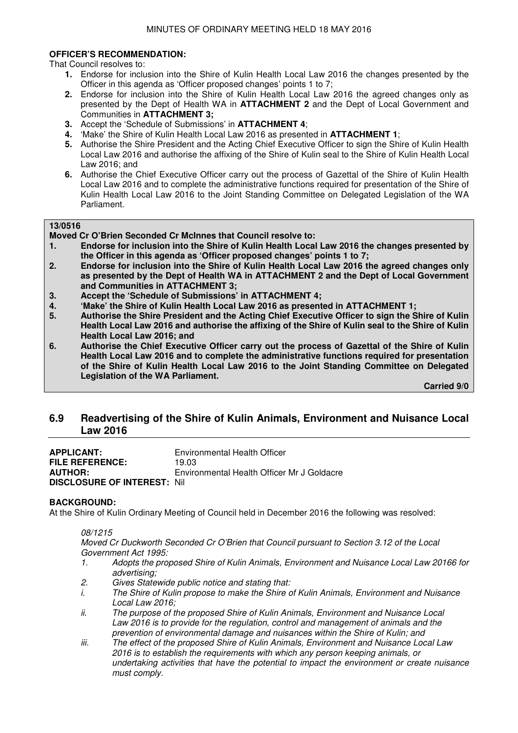**OFFICER'S RECOMMENDATION:**

That Council resolves to:

1. Endorse for inclusion into the Shire of Kulin Health Local Law 2016 the changes presented by the Officer in this agenda as 'Officer proposed changes' points 1 to 7;
2. Endorse for inclusion into the Shire of Kulin Health Local Law 2016 the agreed changes only as presented by the Dept of Health WA in **ATTACHMENT 2** and the Dept of Local Government and Communities in **ATTACHMENT 3;**
3. Accept the 'Schedule of Submissions' in **ATTACHMENT 4**;
4. 'Make' the Shire of Kulin Health Local Law 2016 as presented in **ATTACHMENT 1**;
5. Authorise the Shire President and the Acting Chief Executive Officer to sign the Shire of Kulin Health Local Law 2016 and authorise the affixing of the Shire of Kulin seal to the Shire of Kulin Health Local Law 2016; and
6. Authorise the Chief Executive Officer carry out the process of Gazettal of the Shire of Kulin Health Local Law 2016 and to complete the administrative functions required for presentation of the Shire of Kulin Health Local Law 2016 to the Joint Standing Committee on Delegated Legislation of the WA Parliament.

**13/0516**

**Moved Cr O'Brien Seconded Cr McInnes that Council resolve to:**

1. **Endorse for inclusion into the Shire of Kulin Health Local Law 2016 the changes presented by the Officer in this agenda as 'Officer proposed changes' points 1 to 7;**
2. **Endorse for inclusion into the Shire of Kulin Health Local Law 2016 the agreed changes only as presented by the Dept of Health WA in ATTACHMENT 2 and the Dept of Local Government and Communities in ATTACHMENT 3;**
3. **Accept the 'Schedule of Submissions' in ATTACHMENT 4;**
4. **'Make' the Shire of Kulin Health Local Law 2016 as presented in ATTACHMENT 1;**
5. **Authorise the Shire President and the Acting Chief Executive Officer to sign the Shire of Kulin Health Local Law 2016 and authorise the affixing of the Shire of Kulin seal to the Shire of Kulin Health Local Law 2016; and**
6. **Authorise the Chief Executive Officer carry out the process of Gazettal of the Shire of Kulin Health Local Law 2016 and to complete the administrative functions required for presentation of the Shire of Kulin Health Local Law 2016 to the Joint Standing Committee on Delegated Legislation of the WA Parliament.**

**Carried 9/0**

## 6.9 Readvertising of the Shire of Kulin Animals, Environment and Nuisance Local Law 2016

**APPLICANT:** Environmental Health Officer
**FILE REFERENCE:** 19.03
**AUTHOR:** Environmental Health Officer Mr J Goldacre
**DISCLOSURE OF INTEREST:** Nil

**BACKGROUND:**

At the Shire of Kulin Ordinary Meeting of Council held in December 2016 the following was resolved:

*08/1215*

*Moved Cr Duckworth Seconded Cr O'Brien that Council pursuant to Section 3.12 of the Local Government Act 1995:*

1. *Adopts the proposed Shire of Kulin Animals, Environment and Nuisance Local Law 20166 for advertising;*
2. *Gives Statewide public notice and stating that:*

i. *The Shire of Kulin propose to make the Shire of Kulin Animals, Environment and Nuisance Local Law 2016;*

ii. *The purpose of the proposed Shire of Kulin Animals, Environment and Nuisance Local Law 2016 is to provide for the regulation, control and management of animals and the prevention of environmental damage and nuisances within the Shire of Kulin; and*

iii. *The effect of the proposed Shire of Kulin Animals, Environment and Nuisance Local Law 2016 is to establish the requirements with which any person keeping animals, or undertaking activities that have the potential to impact the environment or create nuisance must comply.*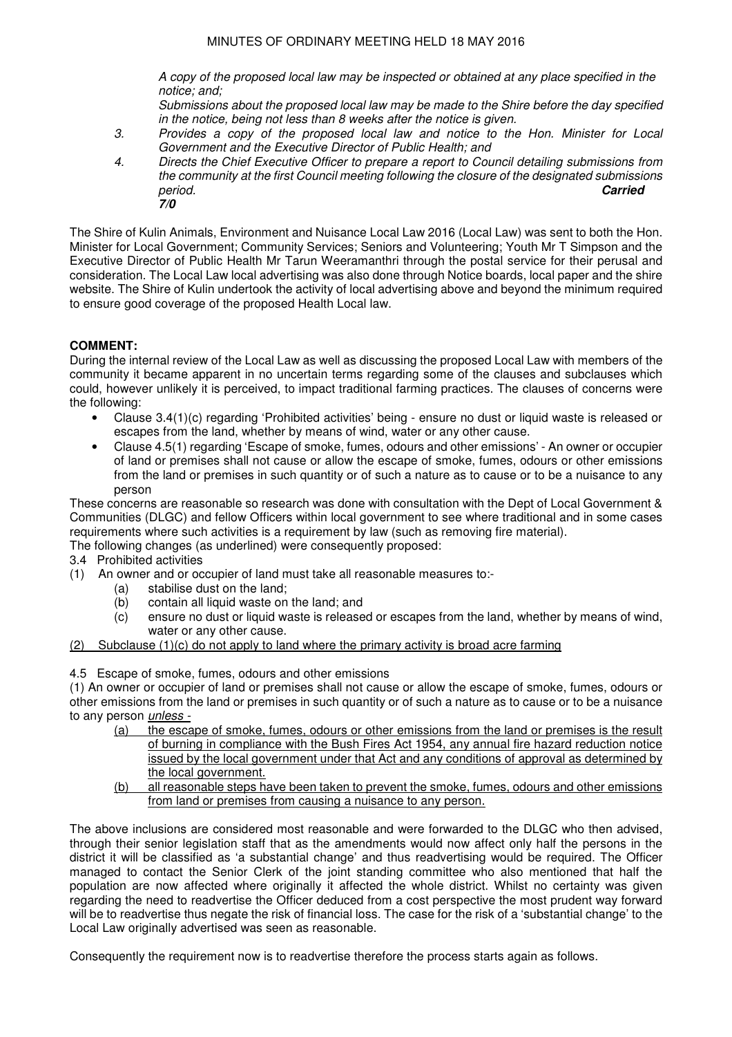*A copy of the proposed local law may be inspected or obtained at any place specified in the notice; and;*

*Submissions about the proposed local law may be made to the Shire before the day specified in the notice, being not less than 8 weeks after the notice is given.*

3. *Provides a copy of the proposed local law and notice to the Hon. Minister for Local Government and the Executive Director of Public Health; and*
4. *Directs the Chief Executive Officer to prepare a report to Council detailing submissions from the community at the first Council meeting following the closure of the designated submissions period.* ***Carried 7/0***

The Shire of Kulin Animals, Environment and Nuisance Local Law 2016 (Local Law) was sent to both the Hon. Minister for Local Government; Community Services; Seniors and Volunteering; Youth Mr T Simpson and the Executive Director of Public Health Mr Tarun Weeramanthri through the postal service for their perusal and consideration. The Local Law local advertising was also done through Notice boards, local paper and the shire website. The Shire of Kulin undertook the activity of local advertising above and beyond the minimum required to ensure good coverage of the proposed Health Local law.

**COMMENT:**

During the internal review of the Local Law as well as discussing the proposed Local Law with members of the community it became apparent in no uncertain terms regarding some of the clauses and subclauses which could, however unlikely it is perceived, to impact traditional farming practices. The clauses of concerns were the following:

- Clause 3.4(1)(c) regarding 'Prohibited activities' being - ensure no dust or liquid waste is released or escapes from the land, whether by means of wind, water or any other cause.
- Clause 4.5(1) regarding 'Escape of smoke, fumes, odours and other emissions' - An owner or occupier of land or premises shall not cause or allow the escape of smoke, fumes, odours or other emissions from the land or premises in such quantity or of such a nature as to cause or to be a nuisance to any person

These concerns are reasonable so research was done with consultation with the Dept of Local Government & Communities (DLGC) and fellow Officers within local government to see where traditional and in some cases requirements where such activities is a requirement by law (such as removing fire material).

The following changes (as underlined) were consequently proposed:

3.4 Prohibited activities

(1) An owner and or occupier of land must take all reasonable measures to:-
   (a) stabilise dust on the land;
   (b) contain all liquid waste on the land; and
   (c) ensure no dust or liquid waste is released or escapes from the land, whether by means of wind, water or any other cause.

<u>(2) Subclause (1)(c) do not apply to land where the primary activity is broad acre farming</u>

4.5 Escape of smoke, fumes, odours and other emissions

(1) An owner or occupier of land or premises shall not cause or allow the escape of smoke, fumes, odours or other emissions from the land or premises in such quantity or of such a nature as to cause or to be a nuisance to any person *<u>unless</u>* -
   <u>(a) the escape of smoke, fumes, odours or other emissions from the land or premises is the result of burning in compliance with the Bush Fires Act 1954, any annual fire hazard reduction notice issued by the local government under that Act and any conditions of approval as determined by the local government.</u>
   <u>(b) all reasonable steps have been taken to prevent the smoke, fumes, odours and other emissions from land or premises from causing a nuisance to any person.</u>

The above inclusions are considered most reasonable and were forwarded to the DLGC who then advised, through their senior legislation staff that as the amendments would now affect only half the persons in the district it will be classified as 'a substantial change' and thus readvertising would be required. The Officer managed to contact the Senior Clerk of the joint standing committee who also mentioned that half the population are now affected where originally it affected the whole district. Whilst no certainty was given regarding the need to readvertise the Officer deduced from a cost perspective the most prudent way forward will be to readvertise thus negate the risk of financial loss. The case for the risk of a 'substantial change' to the Local Law originally advertised was seen as reasonable.

Consequently the requirement now is to readvertise therefore the process starts again as follows.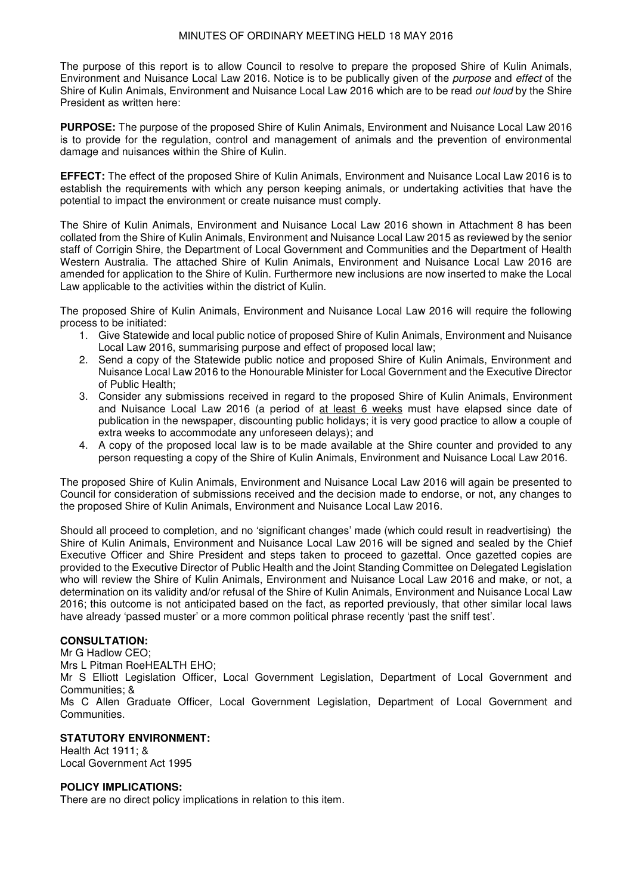The purpose of this report is to allow Council to resolve to prepare the proposed Shire of Kulin Animals, Environment and Nuisance Local Law 2016. Notice is to be publically given of the *purpose* and *effect* of the Shire of Kulin Animals, Environment and Nuisance Local Law 2016 which are to be read *out loud* by the Shire President as written here:

**PURPOSE:** The purpose of the proposed Shire of Kulin Animals, Environment and Nuisance Local Law 2016 is to provide for the regulation, control and management of animals and the prevention of environmental damage and nuisances within the Shire of Kulin.

**EFFECT:** The effect of the proposed Shire of Kulin Animals, Environment and Nuisance Local Law 2016 is to establish the requirements with which any person keeping animals, or undertaking activities that have the potential to impact the environment or create nuisance must comply.

The Shire of Kulin Animals, Environment and Nuisance Local Law 2016 shown in Attachment 8 has been collated from the Shire of Kulin Animals, Environment and Nuisance Local Law 2015 as reviewed by the senior staff of Corrigin Shire, the Department of Local Government and Communities and the Department of Health Western Australia. The attached Shire of Kulin Animals, Environment and Nuisance Local Law 2016 are amended for application to the Shire of Kulin. Furthermore new inclusions are now inserted to make the Local Law applicable to the activities within the district of Kulin.

The proposed Shire of Kulin Animals, Environment and Nuisance Local Law 2016 will require the following process to be initiated:

1. Give Statewide and local public notice of proposed Shire of Kulin Animals, Environment and Nuisance Local Law 2016, summarising purpose and effect of proposed local law;
2. Send a copy of the Statewide public notice and proposed Shire of Kulin Animals, Environment and Nuisance Local Law 2016 to the Honourable Minister for Local Government and the Executive Director of Public Health;
3. Consider any submissions received in regard to the proposed Shire of Kulin Animals, Environment and Nuisance Local Law 2016 (a period of <u>at least 6 weeks</u> must have elapsed since date of publication in the newspaper, discounting public holidays; it is very good practice to allow a couple of extra weeks to accommodate any unforeseen delays); and
4. A copy of the proposed local law is to be made available at the Shire counter and provided to any person requesting a copy of the Shire of Kulin Animals, Environment and Nuisance Local Law 2016.

The proposed Shire of Kulin Animals, Environment and Nuisance Local Law 2016 will again be presented to Council for consideration of submissions received and the decision made to endorse, or not, any changes to the proposed Shire of Kulin Animals, Environment and Nuisance Local Law 2016.

Should all proceed to completion, and no 'significant changes' made (which could result in readvertising) the Shire of Kulin Animals, Environment and Nuisance Local Law 2016 will be signed and sealed by the Chief Executive Officer and Shire President and steps taken to proceed to gazettal. Once gazetted copies are provided to the Executive Director of Public Health and the Joint Standing Committee on Delegated Legislation who will review the Shire of Kulin Animals, Environment and Nuisance Local Law 2016 and make, or not, a determination on its validity and/or refusal of the Shire of Kulin Animals, Environment and Nuisance Local Law 2016; this outcome is not anticipated based on the fact, as reported previously, that other similar local laws have already 'passed muster' or a more common political phrase recently 'past the sniff test'.

**CONSULTATION:**

Mr G Hadlow CEO;
Mrs L Pitman RoeHEALTH EHO;
Mr S Elliott Legislation Officer, Local Government Legislation, Department of Local Government and Communities; &
Ms C Allen Graduate Officer, Local Government Legislation, Department of Local Government and Communities.

**STATUTORY ENVIRONMENT:**

Health Act 1911; &
Local Government Act 1995

**POLICY IMPLICATIONS:**

There are no direct policy implications in relation to this item.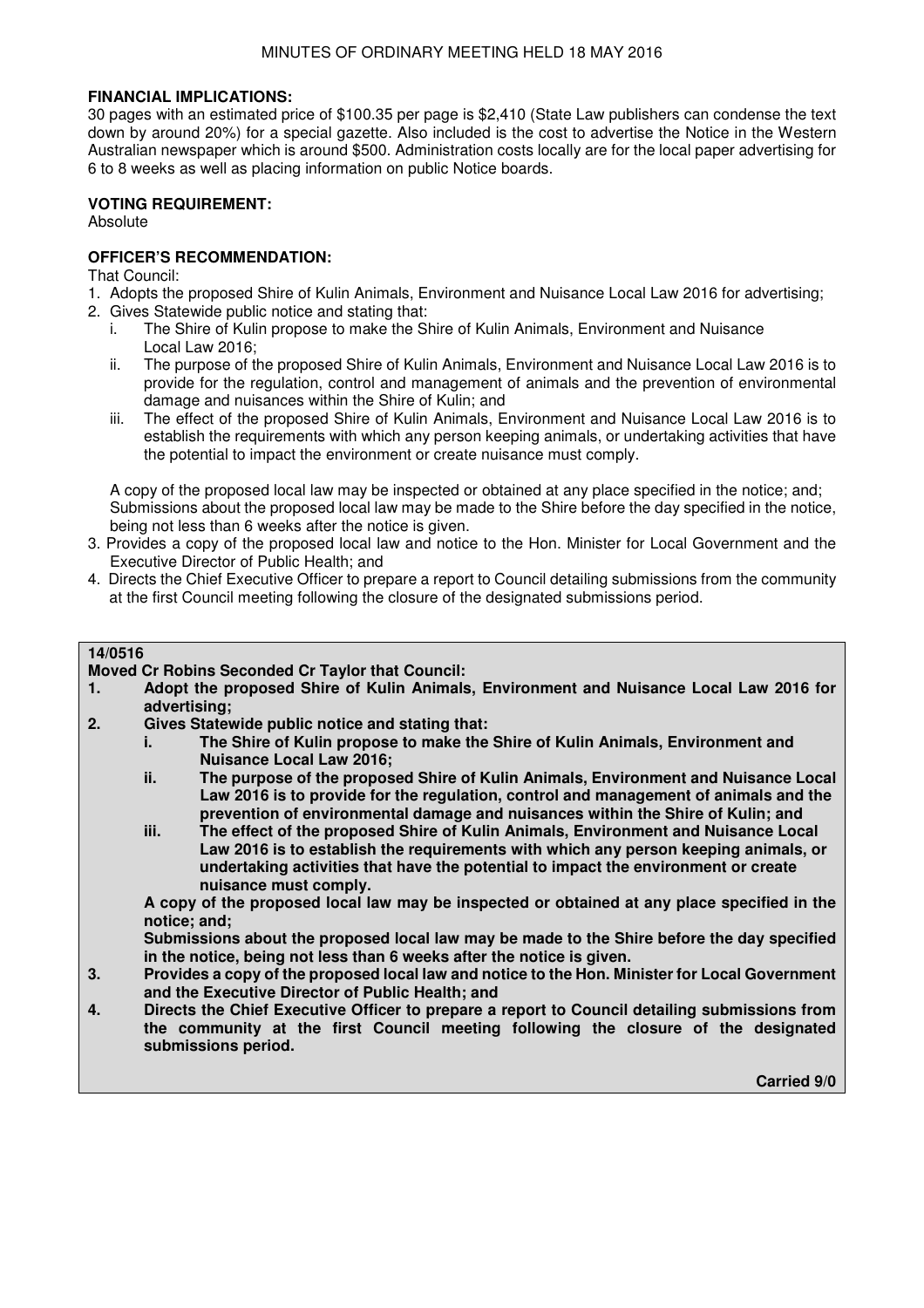**FINANCIAL IMPLICATIONS:**
30 pages with an estimated price of $100.35 per page is $2,410 (State Law publishers can condense the text down by around 20%) for a special gazette. Also included is the cost to advertise the Notice in the Western Australian newspaper which is around $500. Administration costs locally are for the local paper advertising for 6 to 8 weeks as well as placing information on public Notice boards.

**VOTING REQUIREMENT:**
Absolute

**OFFICER'S RECOMMENDATION:**
That Council:

1. Adopts the proposed Shire of Kulin Animals, Environment and Nuisance Local Law 2016 for advertising;
2. Gives Statewide public notice and stating that:
   i. The Shire of Kulin propose to make the Shire of Kulin Animals, Environment and Nuisance Local Law 2016;
   ii. The purpose of the proposed Shire of Kulin Animals, Environment and Nuisance Local Law 2016 is to provide for the regulation, control and management of animals and the prevention of environmental damage and nuisances within the Shire of Kulin; and
   iii. The effect of the proposed Shire of Kulin Animals, Environment and Nuisance Local Law 2016 is to establish the requirements with which any person keeping animals, or undertaking activities that have the potential to impact the environment or create nuisance must comply.

   A copy of the proposed local law may be inspected or obtained at any place specified in the notice; and;
   Submissions about the proposed local law may be made to the Shire before the day specified in the notice, being not less than 6 weeks after the notice is given.
3. Provides a copy of the proposed local law and notice to the Hon. Minister for Local Government and the Executive Director of Public Health; and
4. Directs the Chief Executive Officer to prepare a report to Council detailing submissions from the community at the first Council meeting following the closure of the designated submissions period.

**14/0516**
**Moved Cr Robins Seconded Cr Taylor that Council:**

1. **Adopt the proposed Shire of Kulin Animals, Environment and Nuisance Local Law 2016 for advertising;**
2. **Gives Statewide public notice and stating that:**
   i. **The Shire of Kulin propose to make the Shire of Kulin Animals, Environment and Nuisance Local Law 2016;**
   ii. **The purpose of the proposed Shire of Kulin Animals, Environment and Nuisance Local Law 2016 is to provide for the regulation, control and management of animals and the prevention of environmental damage and nuisances within the Shire of Kulin; and**
   iii. **The effect of the proposed Shire of Kulin Animals, Environment and Nuisance Local Law 2016 is to establish the requirements with which any person keeping animals, or undertaking activities that have the potential to impact the environment or create nuisance must comply.**

   **A copy of the proposed local law may be inspected or obtained at any place specified in the notice; and;**
   **Submissions about the proposed local law may be made to the Shire before the day specified in the notice, being not less than 6 weeks after the notice is given.**
3. **Provides a copy of the proposed local law and notice to the Hon. Minister for Local Government and the Executive Director of Public Health; and**
4. **Directs the Chief Executive Officer to prepare a report to Council detailing submissions from the community at the first Council meeting following the closure of the designated submissions period.**

**Carried 9/0**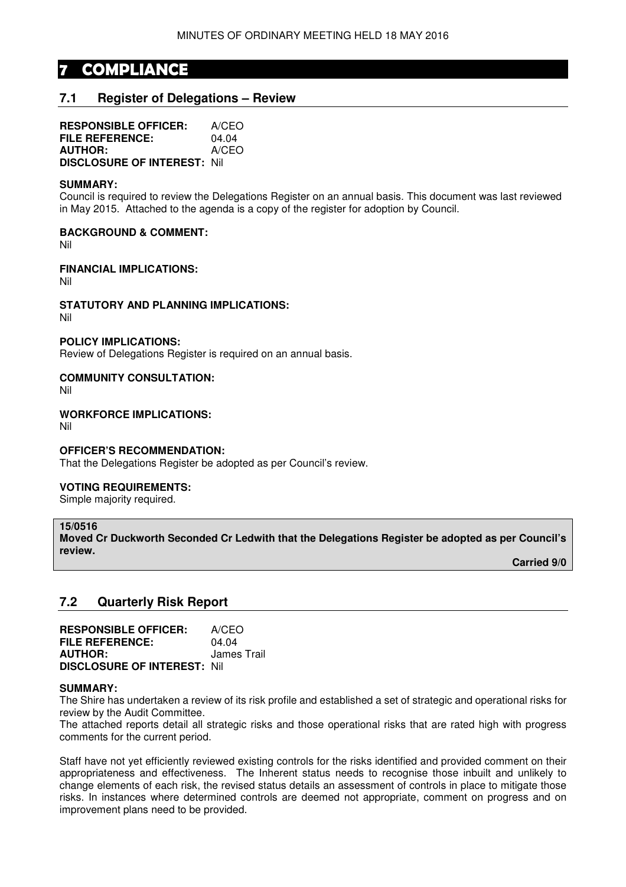# 7 COMPLIANCE

## 7.1 Register of Delegations – Review

**RESPONSIBLE OFFICER:** A/CEO
**FILE REFERENCE:** 04.04
**AUTHOR:** A/CEO
**DISCLOSURE OF INTEREST:** Nil

**SUMMARY:**
Council is required to review the Delegations Register on an annual basis. This document was last reviewed in May 2015. Attached to the agenda is a copy of the register for adoption by Council.

**BACKGROUND & COMMENT:**
Nil

**FINANCIAL IMPLICATIONS:**
Nil

**STATUTORY AND PLANNING IMPLICATIONS:**
Nil

**POLICY IMPLICATIONS:**
Review of Delegations Register is required on an annual basis.

**COMMUNITY CONSULTATION:**
Nil

**WORKFORCE IMPLICATIONS:**
Nil

**OFFICER'S RECOMMENDATION:**
That the Delegations Register be adopted as per Council's review.

**VOTING REQUIREMENTS:**
Simple majority required.

**15/0516**
**Moved Cr Duckworth Seconded Cr Ledwith that the Delegations Register be adopted as per Council's review.**

**Carried 9/0**

## 7.2 Quarterly Risk Report

**RESPONSIBLE OFFICER:** A/CEO
**FILE REFERENCE:** 04.04
**AUTHOR:** James Trail
**DISCLOSURE OF INTEREST:** Nil

**SUMMARY:**
The Shire has undertaken a review of its risk profile and established a set of strategic and operational risks for review by the Audit Committee.
The attached reports detail all strategic risks and those operational risks that are rated high with progress comments for the current period.

Staff have not yet efficiently reviewed existing controls for the risks identified and provided comment on their appropriateness and effectiveness. The Inherent status needs to recognise those inbuilt and unlikely to change elements of each risk, the revised status details an assessment of controls in place to mitigate those risks. In instances where determined controls are deemed not appropriate, comment on progress and on improvement plans need to be provided.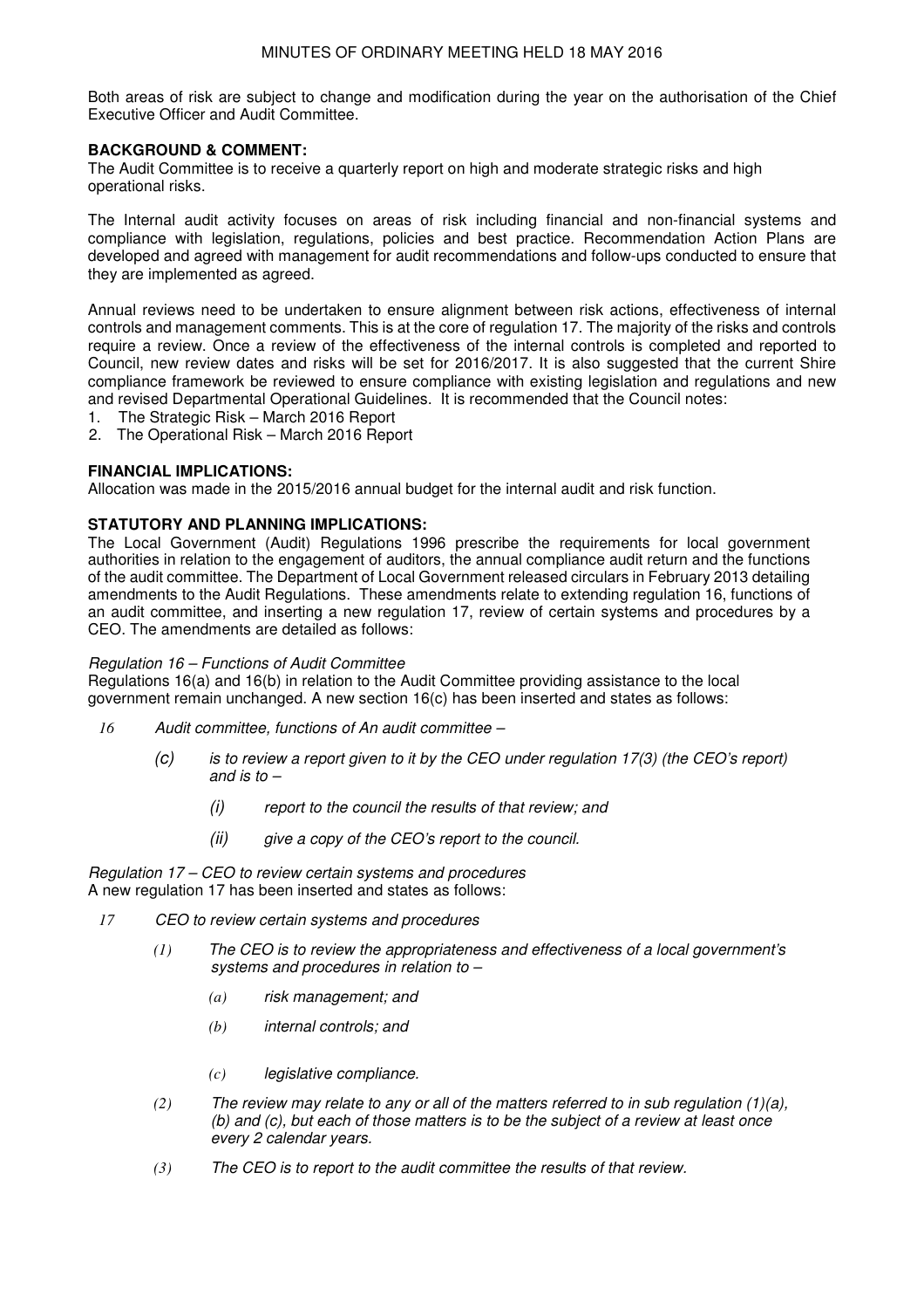Both areas of risk are subject to change and modification during the year on the authorisation of the Chief Executive Officer and Audit Committee.

**BACKGROUND & COMMENT:**

The Audit Committee is to receive a quarterly report on high and moderate strategic risks and high operational risks.

The Internal audit activity focuses on areas of risk including financial and non-financial systems and compliance with legislation, regulations, policies and best practice. Recommendation Action Plans are developed and agreed with management for audit recommendations and follow-ups conducted to ensure that they are implemented as agreed.

Annual reviews need to be undertaken to ensure alignment between risk actions, effectiveness of internal controls and management comments. This is at the core of regulation 17. The majority of the risks and controls require a review. Once a review of the effectiveness of the internal controls is completed and reported to Council, new review dates and risks will be set for 2016/2017. It is also suggested that the current Shire compliance framework be reviewed to ensure compliance with existing legislation and regulations and new and revised Departmental Operational Guidelines. It is recommended that the Council notes:

1. The Strategic Risk – March 2016 Report
2. The Operational Risk – March 2016 Report

**FINANCIAL IMPLICATIONS:**

Allocation was made in the 2015/2016 annual budget for the internal audit and risk function.

**STATUTORY AND PLANNING IMPLICATIONS:**

The Local Government (Audit) Regulations 1996 prescribe the requirements for local government authorities in relation to the engagement of auditors, the annual compliance audit return and the functions of the audit committee. The Department of Local Government released circulars in February 2013 detailing amendments to the Audit Regulations. These amendments relate to extending regulation 16, functions of an audit committee, and inserting a new regulation 17, review of certain systems and procedures by a CEO. The amendments are detailed as follows:

*Regulation 16 – Functions of Audit Committee*

Regulations 16(a) and 16(b) in relation to the Audit Committee providing assistance to the local government remain unchanged. A new section 16(c) has been inserted and states as follows:

*16 Audit committee, functions of An audit committee –*

> *(c) is to review a report given to it by the CEO under regulation 17(3) (the CEO's report) and is to –*
>
> > *(i) report to the council the results of that review; and*
> >
> > *(ii) give a copy of the CEO's report to the council.*

*Regulation 17 – CEO to review certain systems and procedures*

A new regulation 17 has been inserted and states as follows:

*17 CEO to review certain systems and procedures*

> *(1) The CEO is to review the appropriateness and effectiveness of a local government's systems and procedures in relation to –*
>
> > *(a) risk management; and*
> >
> > *(b) internal controls; and*
> >
> > *(c) legislative compliance.*
>
> *(2) The review may relate to any or all of the matters referred to in sub regulation (1)(a), (b) and (c), but each of those matters is to be the subject of a review at least once every 2 calendar years.*
>
> *(3) The CEO is to report to the audit committee the results of that review.*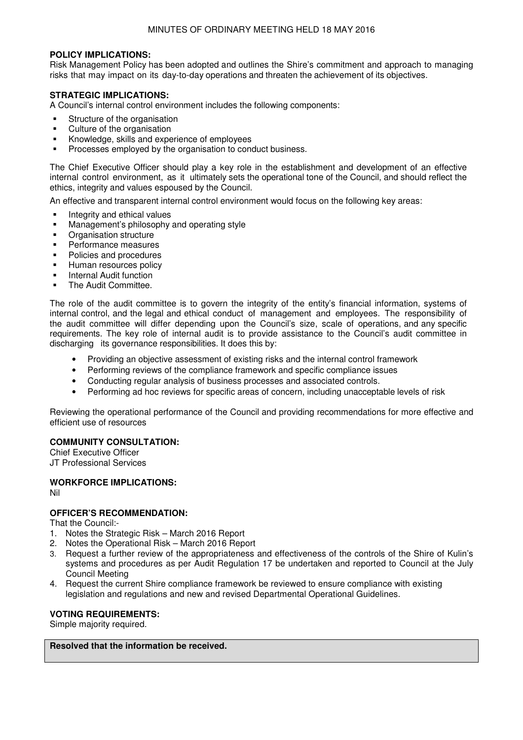**POLICY IMPLICATIONS:**
Risk Management Policy has been adopted and outlines the Shire's commitment and approach to managing risks that may impact on its day-to-day operations and threaten the achievement of its objectives.

**STRATEGIC IMPLICATIONS:**
A Council's internal control environment includes the following components:

- Structure of the organisation
- Culture of the organisation
- Knowledge, skills and experience of employees
- Processes employed by the organisation to conduct business.

The Chief Executive Officer should play a key role in the establishment and development of an effective internal control environment, as it ultimately sets the operational tone of the Council, and should reflect the ethics, integrity and values espoused by the Council.

An effective and transparent internal control environment would focus on the following key areas:

- Integrity and ethical values
- Management's philosophy and operating style
- Organisation structure
- Performance measures
- Policies and procedures
- Human resources policy
- Internal Audit function
- The Audit Committee.

The role of the audit committee is to govern the integrity of the entity's financial information, systems of internal control, and the legal and ethical conduct of management and employees. The responsibility of the audit committee will differ depending upon the Council's size, scale of operations, and any specific requirements. The key role of internal audit is to provide assistance to the Council's audit committee in discharging its governance responsibilities. It does this by:

- Providing an objective assessment of existing risks and the internal control framework
- Performing reviews of the compliance framework and specific compliance issues
- Conducting regular analysis of business processes and associated controls.
- Performing ad hoc reviews for specific areas of concern, including unacceptable levels of risk

Reviewing the operational performance of the Council and providing recommendations for more effective and efficient use of resources

**COMMUNITY CONSULTATION:**
Chief Executive Officer
JT Professional Services

**WORKFORCE IMPLICATIONS:**
Nil

**OFFICER'S RECOMMENDATION:**
That the Council:-

1. Notes the Strategic Risk – March 2016 Report
2. Notes the Operational Risk – March 2016 Report
3. Request a further review of the appropriateness and effectiveness of the controls of the Shire of Kulin's systems and procedures as per Audit Regulation 17 be undertaken and reported to Council at the July Council Meeting
4. Request the current Shire compliance framework be reviewed to ensure compliance with existing legislation and regulations and new and revised Departmental Operational Guidelines.

**VOTING REQUIREMENTS:**
Simple majority required.

**Resolved that the information be received.**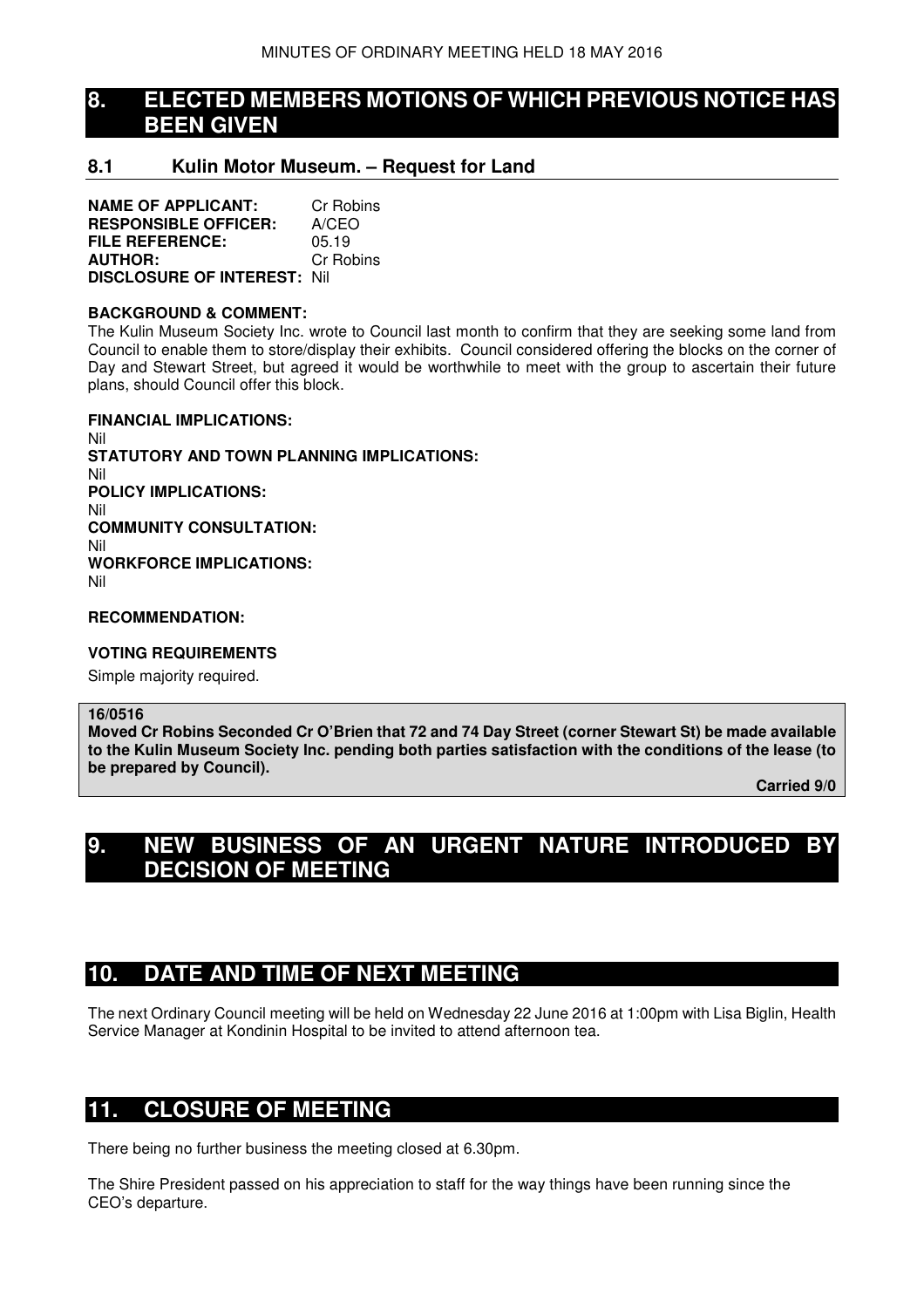## 8. ELECTED MEMBERS MOTIONS OF WHICH PREVIOUS NOTICE HAS BEEN GIVEN

### 8.1 Kulin Motor Museum. – Request for Land

**NAME OF APPLICANT:** Cr Robins
**RESPONSIBLE OFFICER:** A/CEO
**FILE REFERENCE:** 05.19
**AUTHOR:** Cr Robins
**DISCLOSURE OF INTEREST:** Nil

**BACKGROUND & COMMENT:**
The Kulin Museum Society Inc. wrote to Council last month to confirm that they are seeking some land from Council to enable them to store/display their exhibits. Council considered offering the blocks on the corner of Day and Stewart Street, but agreed it would be worthwhile to meet with the group to ascertain their future plans, should Council offer this block.

**FINANCIAL IMPLICATIONS:**
Nil
**STATUTORY AND TOWN PLANNING IMPLICATIONS:**
Nil
**POLICY IMPLICATIONS:**
Nil
**COMMUNITY CONSULTATION:**
Nil
**WORKFORCE IMPLICATIONS:**
Nil

**RECOMMENDATION:**

**VOTING REQUIREMENTS**
Simple majority required.

**16/0516**
**Moved Cr Robins Seconded Cr O'Brien that 72 and 74 Day Street (corner Stewart St) be made available to the Kulin Museum Society Inc. pending both parties satisfaction with the conditions of the lease (to be prepared by Council).**

**Carried 9/0**

## 9. NEW BUSINESS OF AN URGENT NATURE INTRODUCED BY DECISION OF MEETING

## 10. DATE AND TIME OF NEXT MEETING

The next Ordinary Council meeting will be held on Wednesday 22 June 2016 at 1:00pm with Lisa Biglin, Health Service Manager at Kondinin Hospital to be invited to attend afternoon tea.

## 11. CLOSURE OF MEETING

There being no further business the meeting closed at 6.30pm.

The Shire President passed on his appreciation to staff for the way things have been running since the CEO's departure.